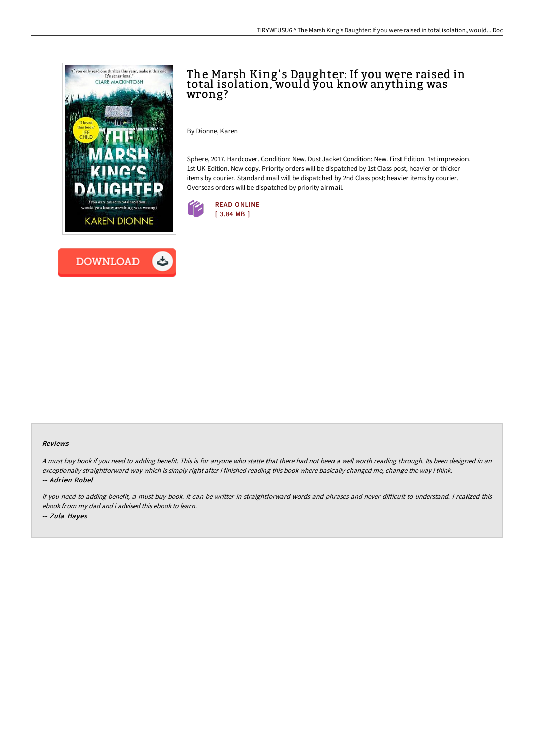# The Marsh King's Daughter: If you were raised in total isolation, would you know anything was wrong?

By Dionne, Karen

Sphere, 2017. Hardcover. Condition: New. Dust Jacket Condition: New. First Edition. 1st impression. 1st UK Edition. New copy. Priority orders will be dispatched by 1st Class post, heavier or thicker items by courier. Standard mail will be dispatched by 2nd Class post; heavier items by courier. Overseas orders will be dispatched by priority airmail.

READ ONLINE
[ 3.84 MB ]

DOWNLOAD

### Reviews

*A must buy book if you need to adding benefit. This is for anyone who statte that there had not been a well worth reading through. Its been designed in an exceptionally straightforward way which is simply right after i finished reading this book where basically changed me, change the way i think.*

*-- Adrien Robel*

*If you need to adding benefit, a must buy book. It can be writter in straightforward words and phrases and never difficult to understand. I realized this ebook from my dad and i advised this ebook to learn.*

*-- Zula Hayes*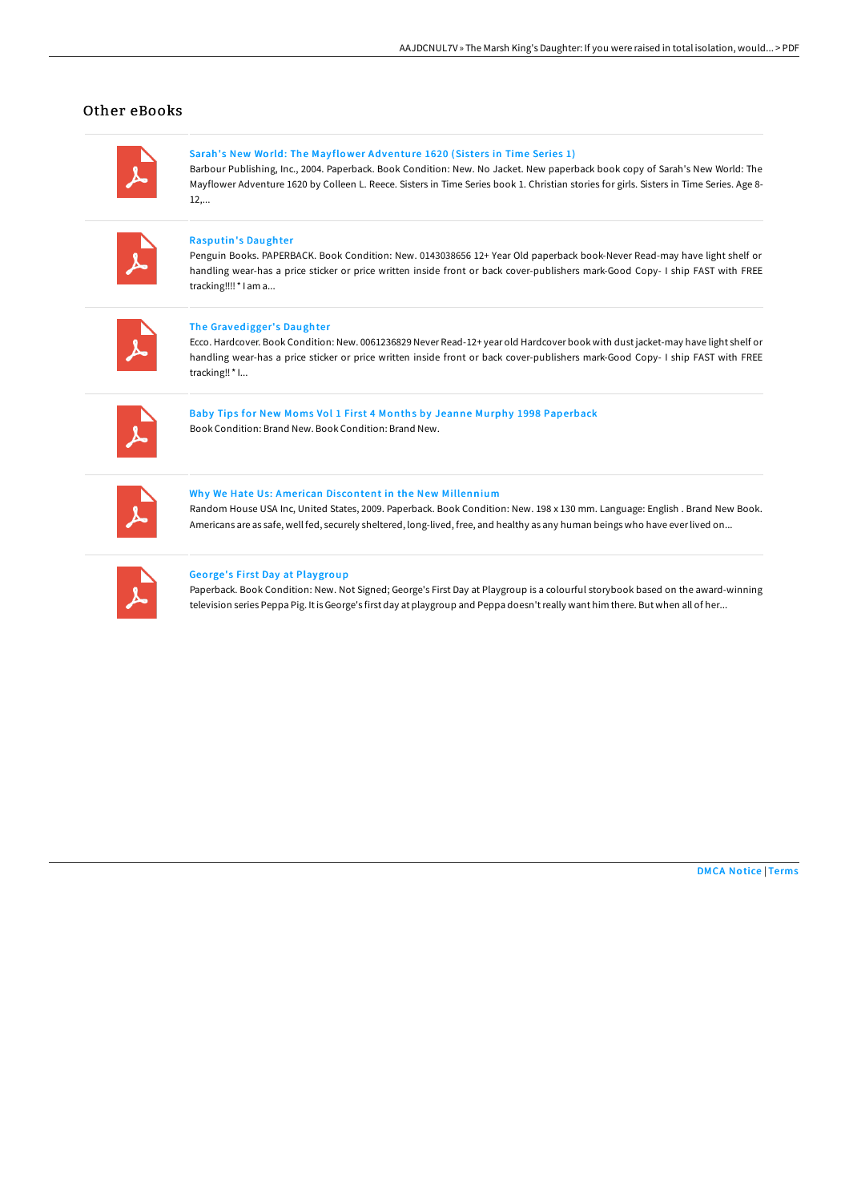## Other eBooks

### Sarah's New World: The Mayflower Adventure 1620 (Sisters in Time Series 1)

Barbour Publishing, Inc., 2004. Paperback. Book Condition: New. No Jacket. New paperback book copy of Sarah's New World: The Mayflower Adventure 1620 by Colleen L. Reece. Sisters in Time Series book 1. Christian stories for girls. Sisters in Time Series. Age 8-12,...

### Rasputin's Daughter

Penguin Books. PAPERBACK. Book Condition: New. 0143038656 12+ Year Old paperback book-Never Read-may have light shelf or handling wear-has a price sticker or price written inside front or back cover-publishers mark-Good Copy- I ship FAST with FREE tracking!!!! * I am a...

### The Gravedigger's Daughter

Ecco. Hardcover. Book Condition: New. 0061236829 Never Read-12+ year old Hardcover book with dust jacket-may have light shelf or handling wear-has a price sticker or price written inside front or back cover-publishers mark-Good Copy- I ship FAST with FREE tracking!! * I...

### Baby Tips for New Moms Vol 1 First 4 Months by Jeanne Murphy 1998 Paperback

Book Condition: Brand New. Book Condition: Brand New.

### Why We Hate Us: American Discontent in the New Millennium

Random House USA Inc, United States, 2009. Paperback. Book Condition: New. 198 x 130 mm. Language: English . Brand New Book. Americans are as safe, well fed, securely sheltered, long-lived, free, and healthy as any human beings who have ever lived on...

### George's First Day at Playgroup

Paperback. Book Condition: New. Not Signed; George's First Day at Playgroup is a colourful storybook based on the award-winning television series Peppa Pig. It is George's first day at playgroup and Peppa doesn't really want him there. But when all of her...